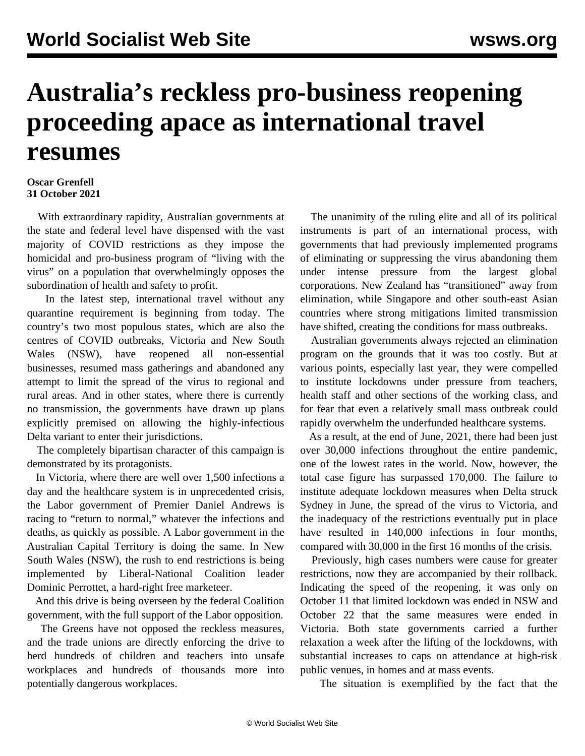# Australia's reckless pro-business reopening proceeding apace as international travel resumes

**Oscar Grenfell**
**31 October 2021**

With extraordinary rapidity, Australian governments at the state and federal level have dispensed with the vast majority of COVID restrictions as they impose the homicidal and pro-business program of "living with the virus" on a population that overwhelmingly opposes the subordination of health and safety to profit.

In the latest step, international travel without any quarantine requirement is beginning from today. The country's two most populous states, which are also the centres of COVID outbreaks, Victoria and New South Wales (NSW), have reopened all non-essential businesses, resumed mass gatherings and abandoned any attempt to limit the spread of the virus to regional and rural areas. And in other states, where there is currently no transmission, the governments have drawn up plans explicitly premised on allowing the highly-infectious Delta variant to enter their jurisdictions.

The completely bipartisan character of this campaign is demonstrated by its protagonists.

In Victoria, where there are well over 1,500 infections a day and the healthcare system is in unprecedented crisis, the Labor government of Premier Daniel Andrews is racing to "return to normal," whatever the infections and deaths, as quickly as possible. A Labor government in the Australian Capital Territory is doing the same. In New South Wales (NSW), the rush to end restrictions is being implemented by Liberal-National Coalition leader Dominic Perrottet, a hard-right free marketeer.

And this drive is being overseen by the federal Coalition government, with the full support of the Labor opposition.

The Greens have not opposed the reckless measures, and the trade unions are directly enforcing the drive to herd hundreds of children and teachers into unsafe workplaces and hundreds of thousands more into potentially dangerous workplaces.

The unanimity of the ruling elite and all of its political instruments is part of an international process, with governments that had previously implemented programs of eliminating or suppressing the virus abandoning them under intense pressure from the largest global corporations. New Zealand has "transitioned" away from elimination, while Singapore and other south-east Asian countries where strong mitigations limited transmission have shifted, creating the conditions for mass outbreaks.

Australian governments always rejected an elimination program on the grounds that it was too costly. But at various points, especially last year, they were compelled to institute lockdowns under pressure from teachers, health staff and other sections of the working class, and for fear that even a relatively small mass outbreak could rapidly overwhelm the underfunded healthcare systems.

As a result, at the end of June, 2021, there had been just over 30,000 infections throughout the entire pandemic, one of the lowest rates in the world. Now, however, the total case figure has surpassed 170,000. The failure to institute adequate lockdown measures when Delta struck Sydney in June, the spread of the virus to Victoria, and the inadequacy of the restrictions eventually put in place have resulted in 140,000 infections in four months, compared with 30,000 in the first 16 months of the crisis.

Previously, high cases numbers were cause for greater restrictions, now they are accompanied by their rollback. Indicating the speed of the reopening, it was only on October 11 that limited lockdown was ended in NSW and October 22 that the same measures were ended in Victoria. Both state governments carried a further relaxation a week after the lifting of the lockdowns, with substantial increases to caps on attendance at high-risk public venues, in homes and at mass events.

The situation is exemplified by the fact that the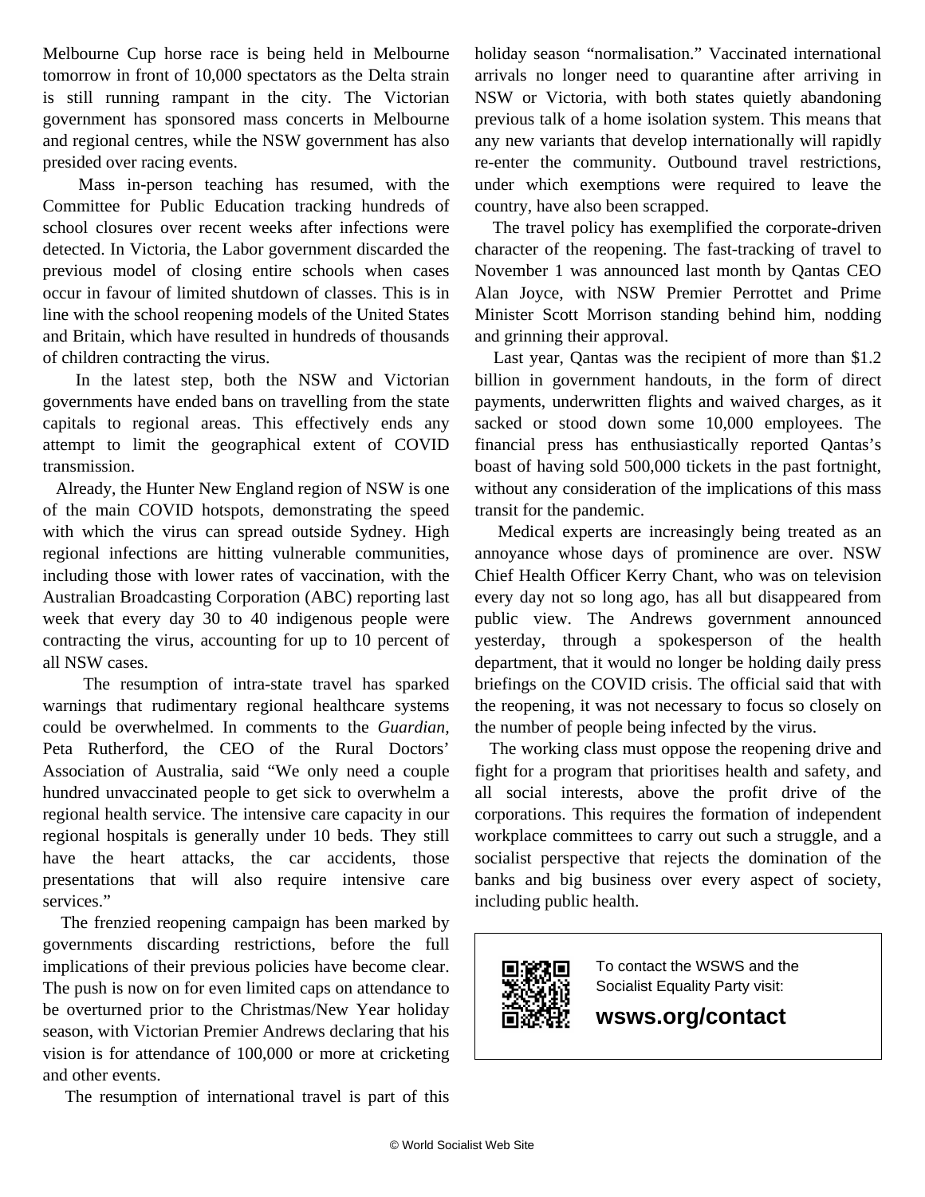Melbourne Cup horse race is being held in Melbourne tomorrow in front of 10,000 spectators as the Delta strain is still running rampant in the city. The Victorian government has sponsored mass concerts in Melbourne and regional centres, while the NSW government has also presided over racing events.

Mass in-person teaching has resumed, with the Committee for Public Education tracking hundreds of school closures over recent weeks after infections were detected. In Victoria, the Labor government discarded the previous model of closing entire schools when cases occur in favour of limited shutdown of classes. This is in line with the school reopening models of the United States and Britain, which have resulted in hundreds of thousands of children contracting the virus.

In the latest step, both the NSW and Victorian governments have ended bans on travelling from the state capitals to regional areas. This effectively ends any attempt to limit the geographical extent of COVID transmission.

Already, the Hunter New England region of NSW is one of the main COVID hotspots, demonstrating the speed with which the virus can spread outside Sydney. High regional infections are hitting vulnerable communities, including those with lower rates of vaccination, with the Australian Broadcasting Corporation (ABC) reporting last week that every day 30 to 40 indigenous people were contracting the virus, accounting for up to 10 percent of all NSW cases.

The resumption of intra-state travel has sparked warnings that rudimentary regional healthcare systems could be overwhelmed. In comments to the *Guardian*, Peta Rutherford, the CEO of the Rural Doctors' Association of Australia, said "We only need a couple hundred unvaccinated people to get sick to overwhelm a regional health service. The intensive care capacity in our regional hospitals is generally under 10 beds. They still have the heart attacks, the car accidents, those presentations that will also require intensive care services."

The frenzied reopening campaign has been marked by governments discarding restrictions, before the full implications of their previous policies have become clear. The push is now on for even limited caps on attendance to be overturned prior to the Christmas/New Year holiday season, with Victorian Premier Andrews declaring that his vision is for attendance of 100,000 or more at cricketing and other events.

The resumption of international travel is part of this holiday season "normalisation." Vaccinated international arrivals no longer need to quarantine after arriving in NSW or Victoria, with both states quietly abandoning previous talk of a home isolation system. This means that any new variants that develop internationally will rapidly re-enter the community. Outbound travel restrictions, under which exemptions were required to leave the country, have also been scrapped.

The travel policy has exemplified the corporate-driven character of the reopening. The fast-tracking of travel to November 1 was announced last month by Qantas CEO Alan Joyce, with NSW Premier Perrottet and Prime Minister Scott Morrison standing behind him, nodding and grinning their approval.

Last year, Qantas was the recipient of more than $1.2 billion in government handouts, in the form of direct payments, underwritten flights and waived charges, as it sacked or stood down some 10,000 employees. The financial press has enthusiastically reported Qantas's boast of having sold 500,000 tickets in the past fortnight, without any consideration of the implications of this mass transit for the pandemic.

Medical experts are increasingly being treated as an annoyance whose days of prominence are over. NSW Chief Health Officer Kerry Chant, who was on television every day not so long ago, has all but disappeared from public view. The Andrews government announced yesterday, through a spokesperson of the health department, that it would no longer be holding daily press briefings on the COVID crisis. The official said that with the reopening, it was not necessary to focus so closely on the number of people being infected by the virus.

The working class must oppose the reopening drive and fight for a program that prioritises health and safety, and all social interests, above the profit drive of the corporations. This requires the formation of independent workplace committees to carry out such a struggle, and a socialist perspective that rejects the domination of the banks and big business over every aspect of society, including public health.

To contact the WSWS and the Socialist Equality Party visit:

**wsws.org/contact**